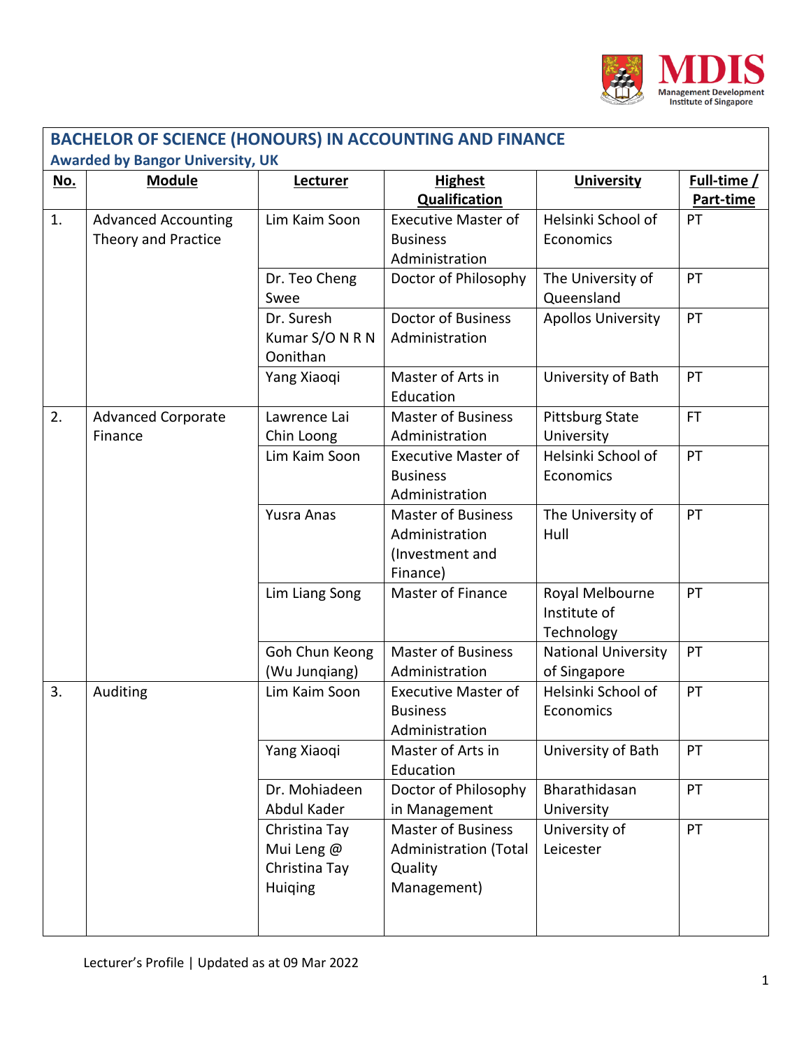# BACHELOR OF SCIENCE (HONOURS) IN ACCOUNTING AND FINANCE

**Awarded by Bangor University, UK**

| No. | Module | Lecturer | Highest Qualification | University | Full-time / Part-time |
|---|---|---|---|---|---|
| 1. | Advanced Accounting Theory and Practice | Lim Kaim Soon | Executive Master of Business Administration | Helsinki School of Economics | PT |
| | | Dr. Teo Cheng Swee | Doctor of Philosophy | The University of Queensland | PT |
| | | Dr. Suresh Kumar S/O N R N Oonithan | Doctor of Business Administration | Apollos University | PT |
| | | Yang Xiaoqi | Master of Arts in Education | University of Bath | PT |
| 2. | Advanced Corporate Finance | Lawrence Lai Chin Loong | Master of Business Administration | Pittsburg State University | FT |
| | | Lim Kaim Soon | Executive Master of Business Administration | Helsinki School of Economics | PT |
| | | Yusra Anas | Master of Business Administration (Investment and Finance) | The University of Hull | PT |
| | | Lim Liang Song | Master of Finance | Royal Melbourne Institute of Technology | PT |
| | | Goh Chun Keong (Wu Junqiang) | Master of Business Administration | National University of Singapore | PT |
| 3. | Auditing | Lim Kaim Soon | Executive Master of Business Administration | Helsinki School of Economics | PT |
| | | Yang Xiaoqi | Master of Arts in Education | University of Bath | PT |
| | | Dr. Mohiadeen Abdul Kader | Doctor of Philosophy in Management | Bharathidasan University | PT |
| | | Christina Tay Mui Leng @ Christina Tay Huiqing | Master of Business Administration (Total Quality Management) | University of Leicester | PT |

Lecturer's Profile | Updated as at 09 Mar 2022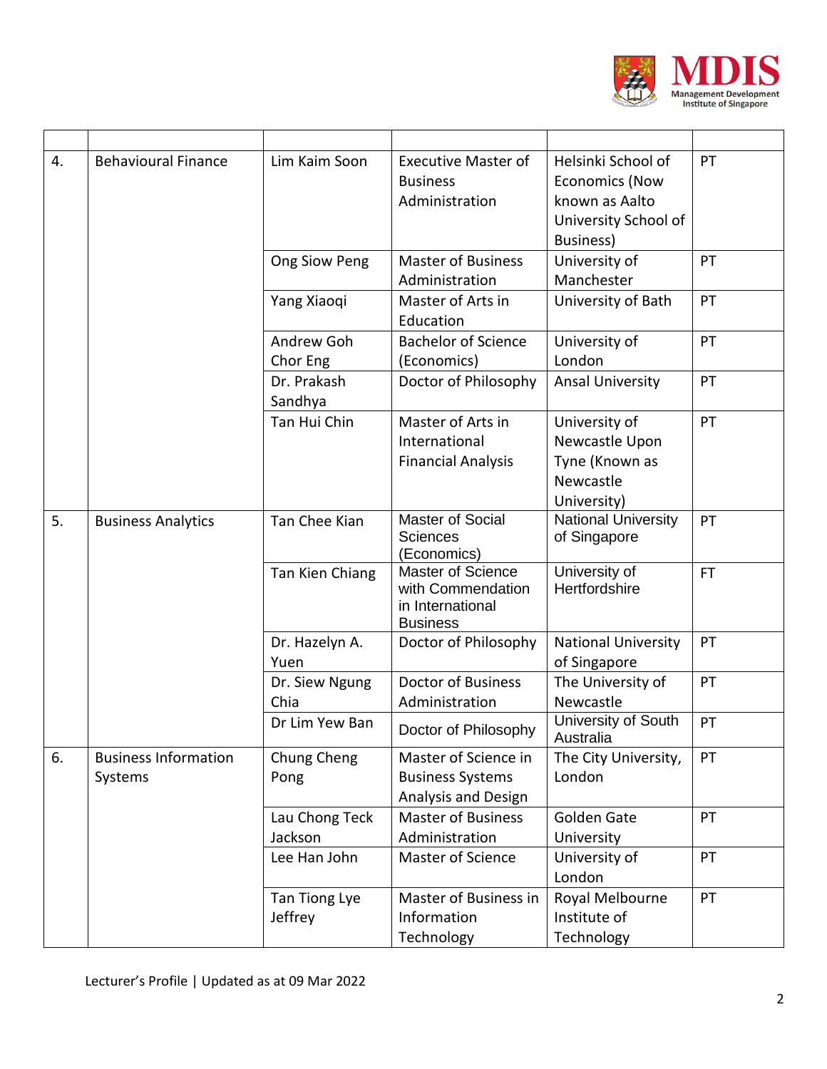| | | | | | |
|---|---|---|---|---|---|
| 4. | Behavioural Finance | Lim Kaim Soon | Executive Master of Business Administration | Helsinki School of Economics (Now known as Aalto University School of Business) | PT |
| | | Ong Siow Peng | Master of Business Administration | University of Manchester | PT |
| | | Yang Xiaoqi | Master of Arts in Education | University of Bath | PT |
| | | Andrew Goh Chor Eng | Bachelor of Science (Economics) | University of London | PT |
| | | Dr. Prakash Sandhya | Doctor of Philosophy | Ansal University | PT |
| | | Tan Hui Chin | Master of Arts in International Financial Analysis | University of Newcastle Upon Tyne (Known as Newcastle University) | PT |
| 5. | Business Analytics | Tan Chee Kian | Master of Social Sciences (Economics) | National University of Singapore | PT |
| | | Tan Kien Chiang | Master of Science with Commendation in International Business | University of Hertfordshire | FT |
| | | Dr. Hazelyn A. Yuen | Doctor of Philosophy | National University of Singapore | PT |
| | | Dr. Siew Ngung Chia | Doctor of Business Administration | The University of Newcastle | PT |
| | | Dr Lim Yew Ban | Doctor of Philosophy | University of South Australia | PT |
| 6. | Business Information Systems | Chung Cheng Pong | Master of Science in Business Systems Analysis and Design | The City University, London | PT |
| | | Lau Chong Teck Jackson | Master of Business Administration | Golden Gate University | PT |
| | | Lee Han John | Master of Science | University of London | PT |
| | | Tan Tiong Lye Jeffrey | Master of Business in Information Technology | Royal Melbourne Institute of Technology | PT |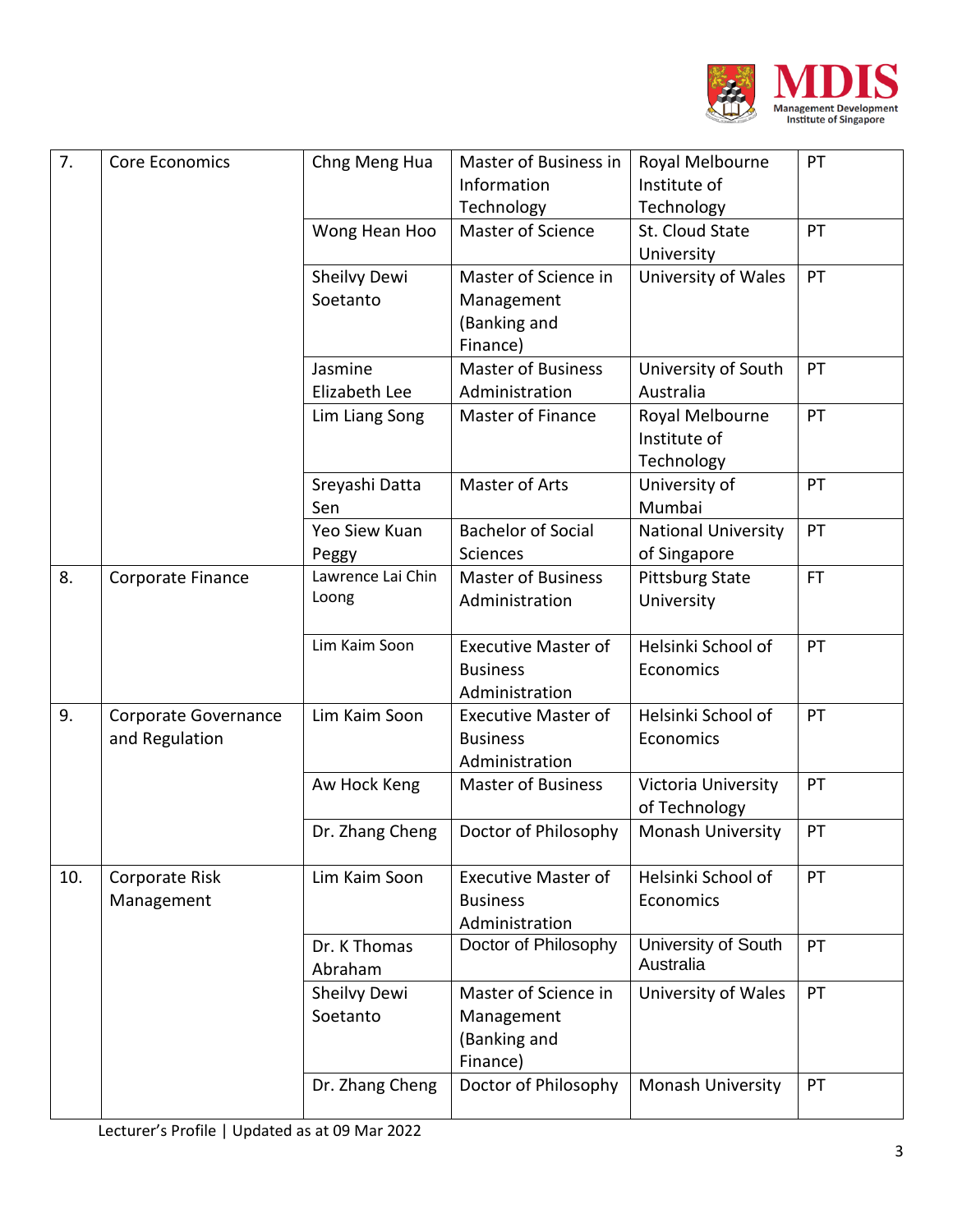| 7. | Core Economics | Chng Meng Hua | Master of Business in Information Technology | Royal Melbourne Institute of Technology | PT |
|---|---|---|---|---|---|
| | | Wong Hean Hoo | Master of Science | St. Cloud State University | PT |
| | | Sheilvy Dewi Soetanto | Master of Science in Management (Banking and Finance) | University of Wales | PT |
| | | Jasmine Elizabeth Lee | Master of Business Administration | University of South Australia | PT |
| | | Lim Liang Song | Master of Finance | Royal Melbourne Institute of Technology | PT |
| | | Sreyashi Datta Sen | Master of Arts | University of Mumbai | PT |
| | | Yeo Siew Kuan Peggy | Bachelor of Social Sciences | National University of Singapore | PT |
| 8. | Corporate Finance | Lawrence Lai Chin Loong | Master of Business Administration | Pittsburg State University | FT |
| | | Lim Kaim Soon | Executive Master of Business Administration | Helsinki School of Economics | PT |
| 9. | Corporate Governance and Regulation | Lim Kaim Soon | Executive Master of Business Administration | Helsinki School of Economics | PT |
| | | Aw Hock Keng | Master of Business | Victoria University of Technology | PT |
| | | Dr. Zhang Cheng | Doctor of Philosophy | Monash University | PT |
| 10. | Corporate Risk Management | Lim Kaim Soon | Executive Master of Business Administration | Helsinki School of Economics | PT |
| | | Dr. K Thomas Abraham | Doctor of Philosophy | University of South Australia | PT |
| | | Sheilvy Dewi Soetanto | Master of Science in Management (Banking and Finance) | University of Wales | PT |
| | | Dr. Zhang Cheng | Doctor of Philosophy | Monash University | PT |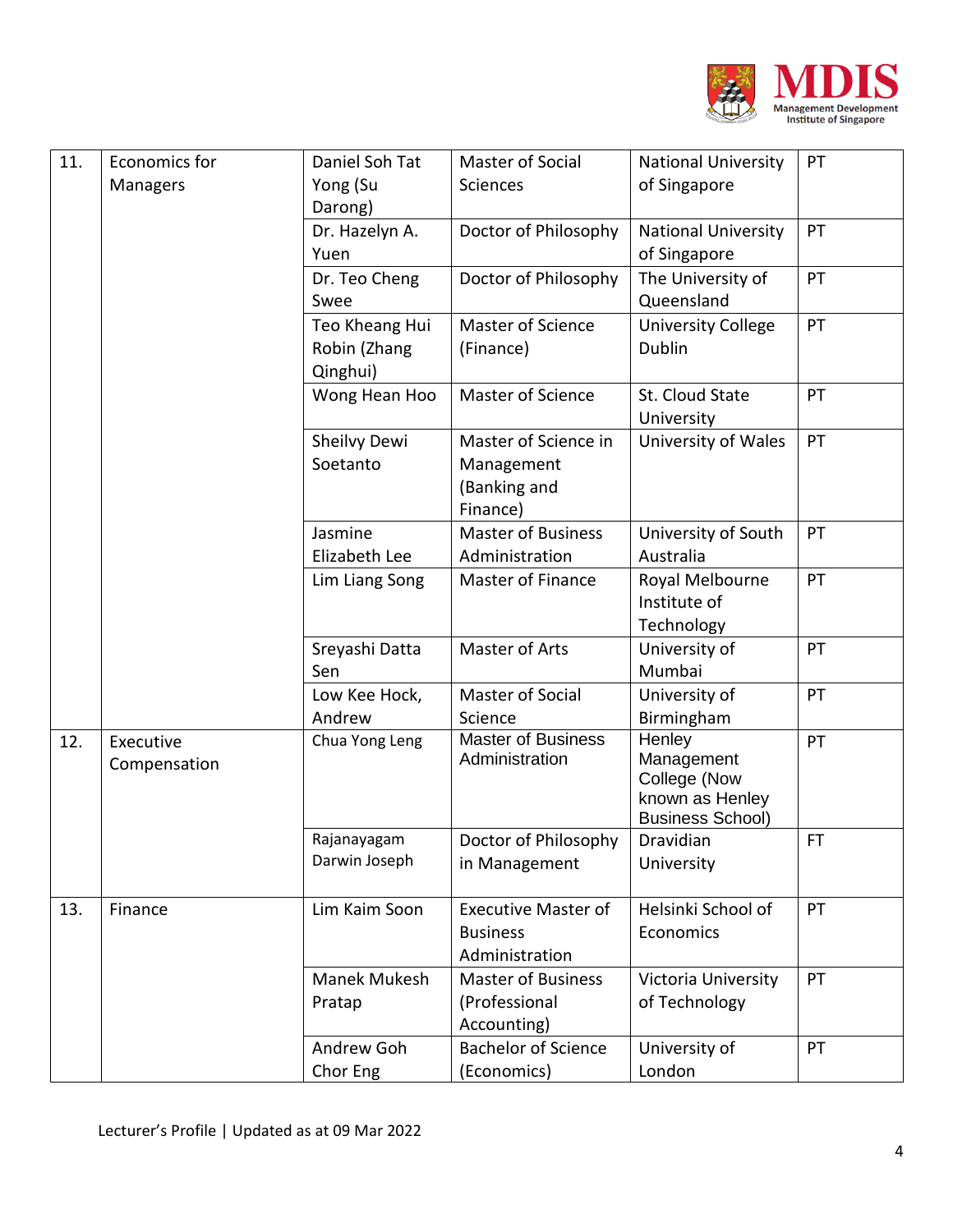| | | | | | |
|---|---|---|---|---|---|
| 11. | Economics for Managers | Daniel Soh Tat Yong (Su Darong) | Master of Social Sciences | National University of Singapore | PT |
| | | Dr. Hazelyn A. Yuen | Doctor of Philosophy | National University of Singapore | PT |
| | | Dr. Teo Cheng Swee | Doctor of Philosophy | The University of Queensland | PT |
| | | Teo Kheang Hui Robin (Zhang Qinghui) | Master of Science (Finance) | University College Dublin | PT |
| | | Wong Hean Hoo | Master of Science | St. Cloud State University | PT |
| | | Sheilvy Dewi Soetanto | Master of Science in Management (Banking and Finance) | University of Wales | PT |
| | | Jasmine Elizabeth Lee | Master of Business Administration | University of South Australia | PT |
| | | Lim Liang Song | Master of Finance | Royal Melbourne Institute of Technology | PT |
| | | Sreyashi Datta Sen | Master of Arts | University of Mumbai | PT |
| | | Low Kee Hock, Andrew | Master of Social Science | University of Birmingham | PT |
| 12. | Executive Compensation | Chua Yong Leng | Master of Business Administration | Henley Management College (Now known as Henley Business School) | PT |
| | | Rajanayagam Darwin Joseph | Doctor of Philosophy in Management | Dravidian University | FT |
| 13. | Finance | Lim Kaim Soon | Executive Master of Business Administration | Helsinki School of Economics | PT |
| | | Manek Mukesh Pratap | Master of Business (Professional Accounting) | Victoria University of Technology | PT |
| | | Andrew Goh Chor Eng | Bachelor of Science (Economics) | University of London | PT |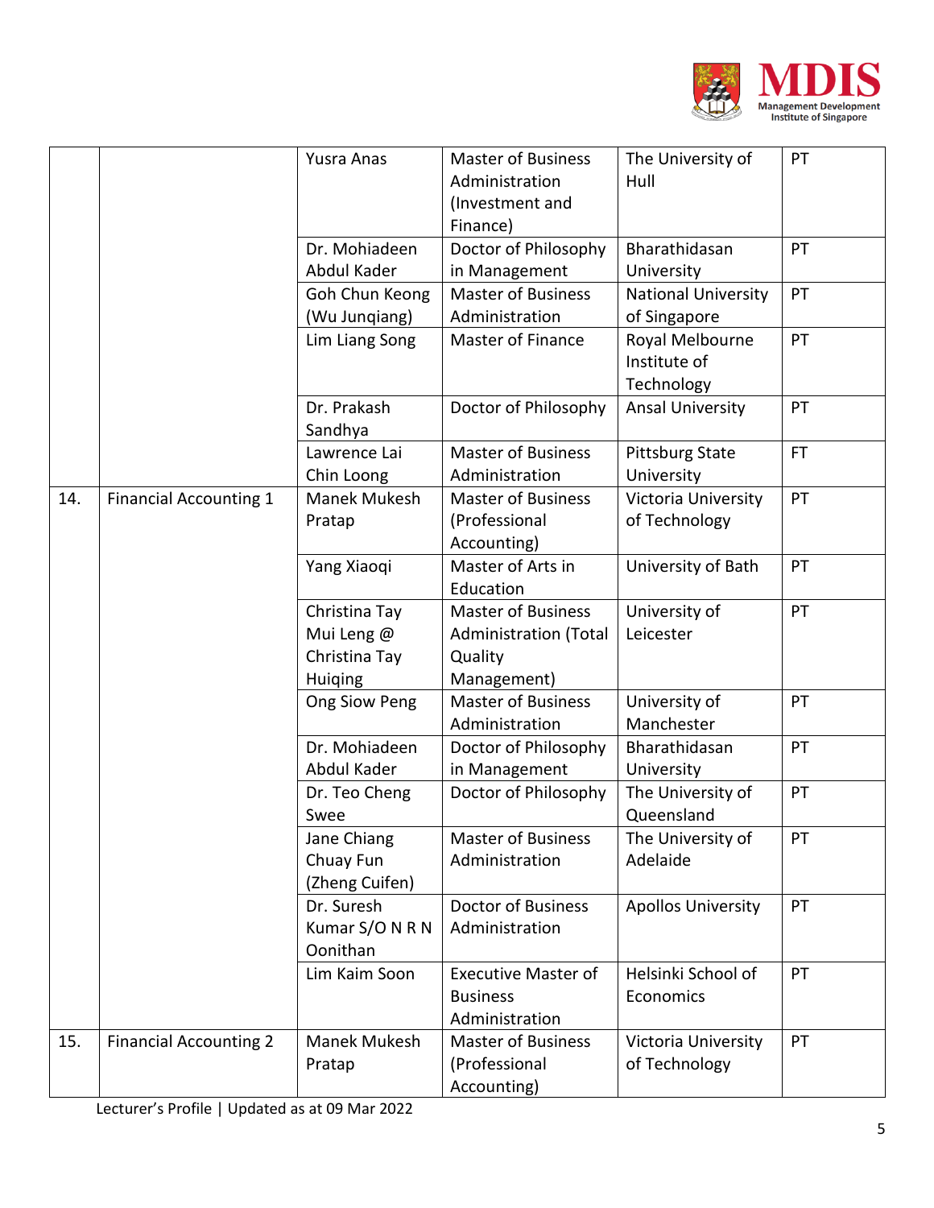| | | | | | |
|---|---|---|---|---|---|
| | | Yusra Anas | Master of Business Administration (Investment and Finance) | The University of Hull | PT |
| | | Dr. Mohiadeen Abdul Kader | Doctor of Philosophy in Management | Bharathidasan University | PT |
| | | Goh Chun Keong (Wu Junqiang) | Master of Business Administration | National University of Singapore | PT |
| | | Lim Liang Song | Master of Finance | Royal Melbourne Institute of Technology | PT |
| | | Dr. Prakash Sandhya | Doctor of Philosophy | Ansal University | PT |
| | | Lawrence Lai Chin Loong | Master of Business Administration | Pittsburg State University | FT |
| 14. | Financial Accounting 1 | Manek Mukesh Pratap | Master of Business (Professional Accounting) | Victoria University of Technology | PT |
| | | Yang Xiaoqi | Master of Arts in Education | University of Bath | PT |
| | | Christina Tay Mui Leng @ Christina Tay Huiqing | Master of Business Administration (Total Quality Management) | University of Leicester | PT |
| | | Ong Siow Peng | Master of Business Administration | University of Manchester | PT |
| | | Dr. Mohiadeen Abdul Kader | Doctor of Philosophy in Management | Bharathidasan University | PT |
| | | Dr. Teo Cheng Swee | Doctor of Philosophy | The University of Queensland | PT |
| | | Jane Chiang Chuay Fun (Zheng Cuifen) | Master of Business Administration | The University of Adelaide | PT |
| | | Dr. Suresh Kumar S/O N R N Oonithan | Doctor of Business Administration | Apollos University | PT |
| | | Lim Kaim Soon | Executive Master of Business Administration | Helsinki School of Economics | PT |
| 15. | Financial Accounting 2 | Manek Mukesh Pratap | Master of Business (Professional Accounting) | Victoria University of Technology | PT |

Lecturer's Profile | Updated as at 09 Mar 2022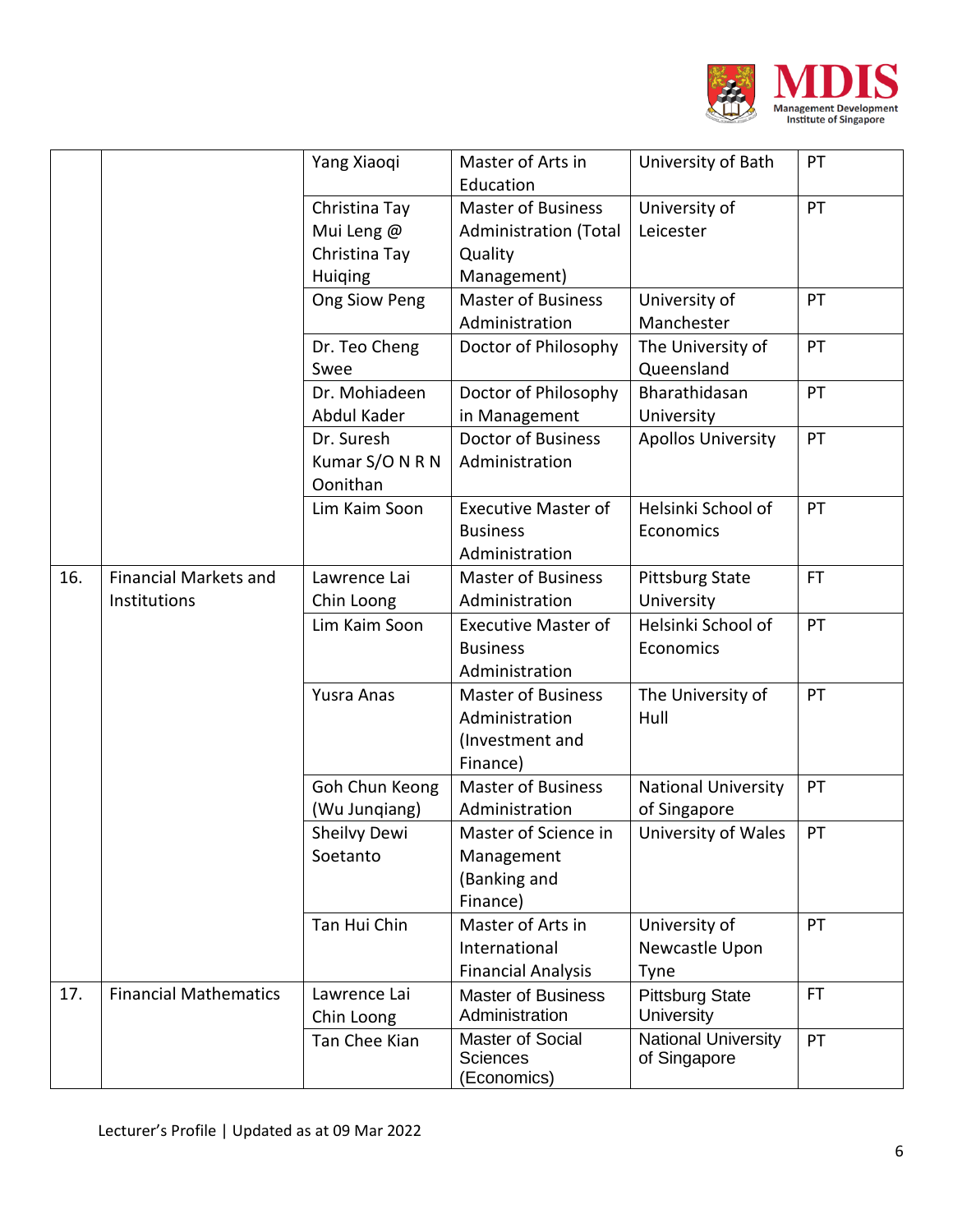| | | Yang Xiaoqi | Master of Arts in Education | University of Bath | PT |
|---|---|---|---|---|---|
| | | Christina Tay Mui Leng @ Christina Tay Huiqing | Master of Business Administration (Total Quality Management) | University of Leicester | PT |
| | | Ong Siow Peng | Master of Business Administration | University of Manchester | PT |
| | | Dr. Teo Cheng Swee | Doctor of Philosophy | The University of Queensland | PT |
| | | Dr. Mohiadeen Abdul Kader | Doctor of Philosophy in Management | Bharathidasan University | PT |
| | | Dr. Suresh Kumar S/O N R N Oonithan | Doctor of Business Administration | Apollos University | PT |
| | | Lim Kaim Soon | Executive Master of Business Administration | Helsinki School of Economics | PT |
| 16. | Financial Markets and Institutions | Lawrence Lai Chin Loong | Master of Business Administration | Pittsburg State University | FT |
| | | Lim Kaim Soon | Executive Master of Business Administration | Helsinki School of Economics | PT |
| | | Yusra Anas | Master of Business Administration (Investment and Finance) | The University of Hull | PT |
| | | Goh Chun Keong (Wu Junqiang) | Master of Business Administration | National University of Singapore | PT |
| | | Sheilvy Dewi Soetanto | Master of Science in Management (Banking and Finance) | University of Wales | PT |
| | | Tan Hui Chin | Master of Arts in International Financial Analysis | University of Newcastle Upon Tyne | PT |
| 17. | Financial Mathematics | Lawrence Lai Chin Loong | Master of Business Administration | Pittsburg State University | FT |
| | | Tan Chee Kian | Master of Social Sciences (Economics) | National University of Singapore | PT |

Lecturer's Profile | Updated as at 09 Mar 2022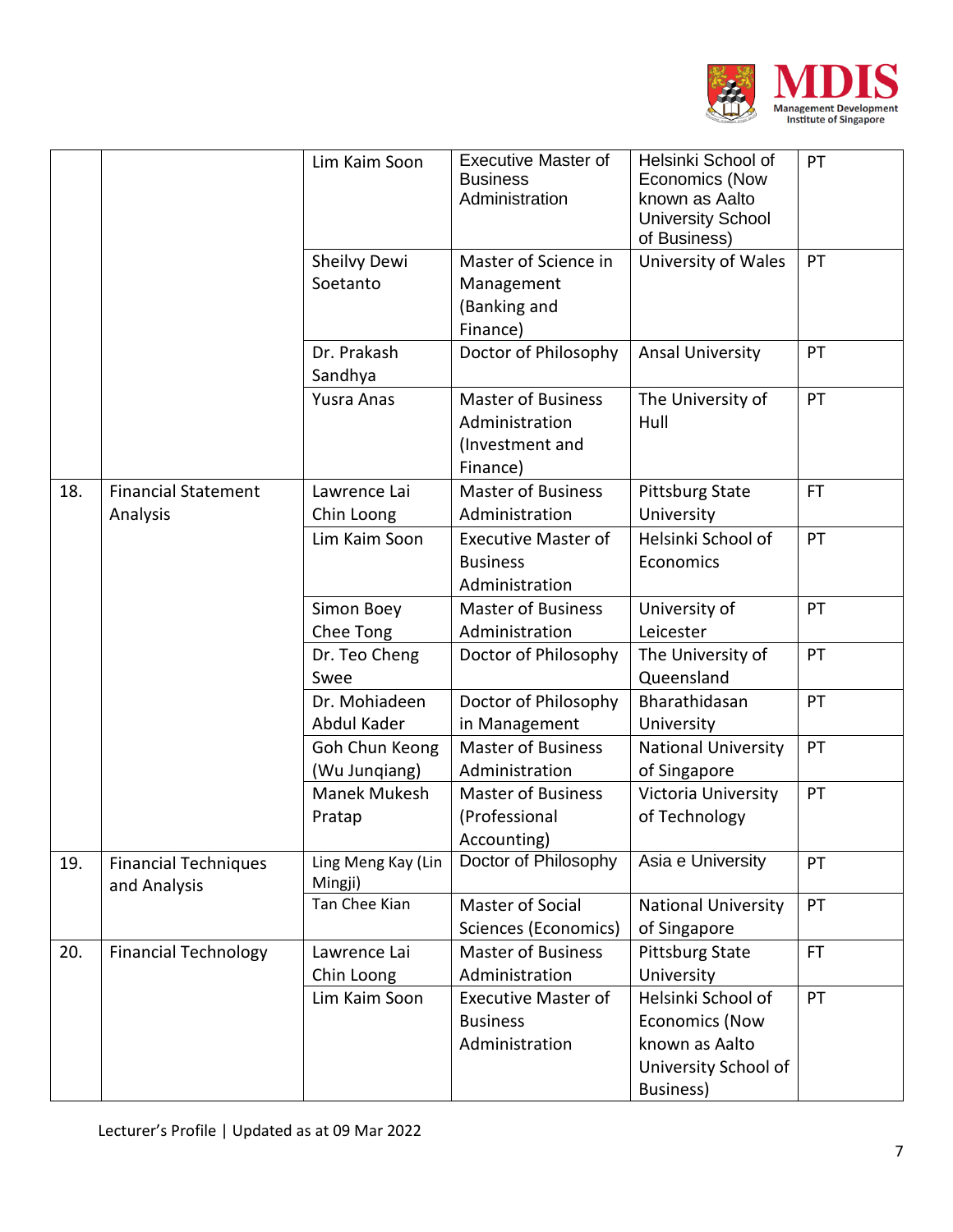| | | Lim Kaim Soon | Executive Master of Business Administration | Helsinki School of Economics (Now known as Aalto University School of Business) | PT |
|---|---|---|---|---|---|
| | | Sheilvy Dewi Soetanto | Master of Science in Management (Banking and Finance) | University of Wales | PT |
| | | Dr. Prakash Sandhya | Doctor of Philosophy | Ansal University | PT |
| | | Yusra Anas | Master of Business Administration (Investment and Finance) | The University of Hull | PT |
| 18. | Financial Statement Analysis | Lawrence Lai Chin Loong | Master of Business Administration | Pittsburg State University | FT |
| | | Lim Kaim Soon | Executive Master of Business Administration | Helsinki School of Economics | PT |
| | | Simon Boey Chee Tong | Master of Business Administration | University of Leicester | PT |
| | | Dr. Teo Cheng Swee | Doctor of Philosophy | The University of Queensland | PT |
| | | Dr. Mohiadeen Abdul Kader | Doctor of Philosophy in Management | Bharathidasan University | PT |
| | | Goh Chun Keong (Wu Junqiang) | Master of Business Administration | National University of Singapore | PT |
| | | Manek Mukesh Pratap | Master of Business (Professional Accounting) | Victoria University of Technology | PT |
| 19. | Financial Techniques and Analysis | Ling Meng Kay (Lin Mingji) | Doctor of Philosophy | Asia e University | PT |
| | | Tan Chee Kian | Master of Social Sciences (Economics) | National University of Singapore | PT |
| 20. | Financial Technology | Lawrence Lai Chin Loong | Master of Business Administration | Pittsburg State University | FT |
| | | Lim Kaim Soon | Executive Master of Business Administration | Helsinki School of Economics (Now known as Aalto University School of Business) | PT |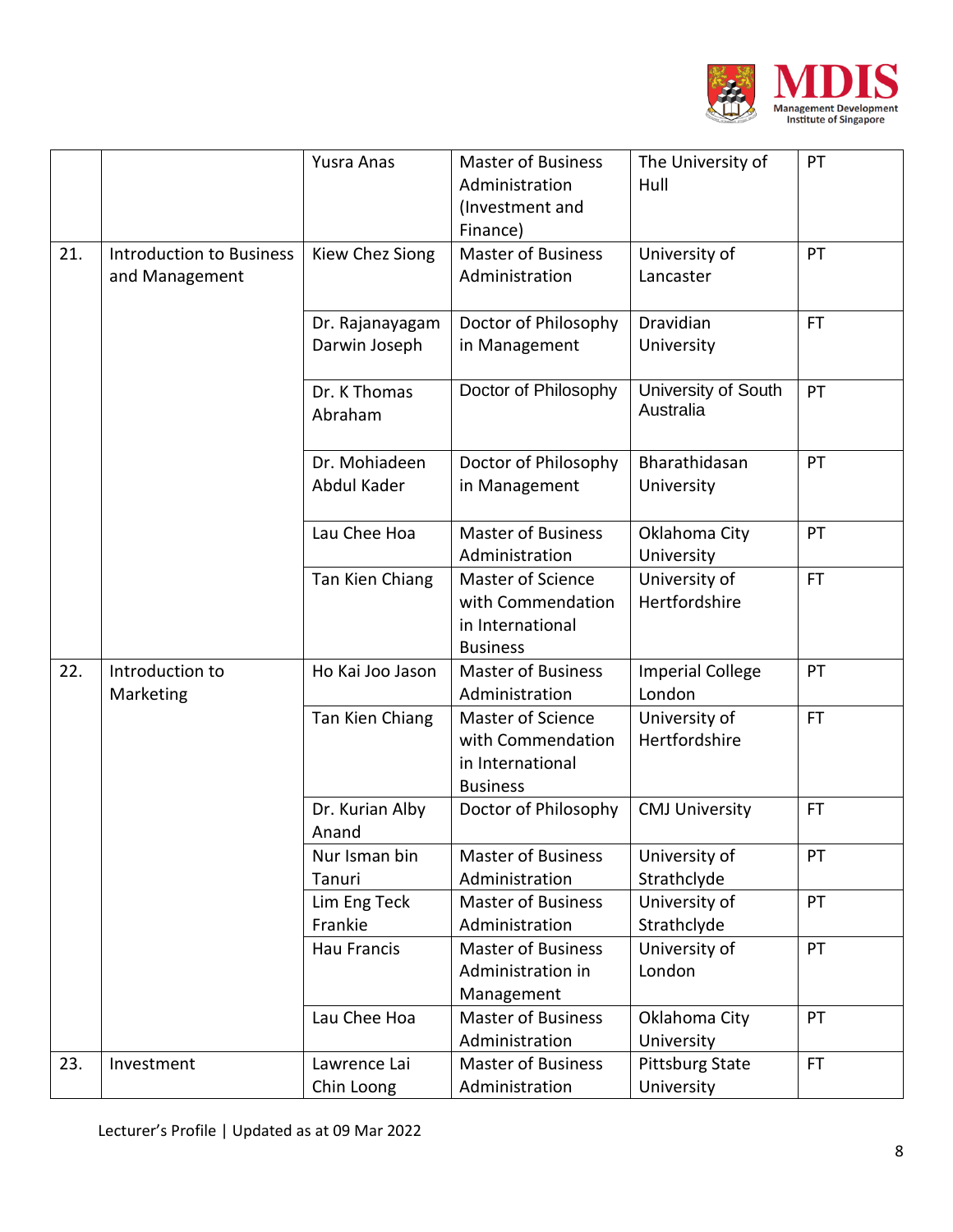| | | Yusra Anas | Master of Business Administration (Investment and Finance) | The University of Hull | PT |
|---|---|---|---|---|---|
| 21. | Introduction to Business and Management | Kiew Chez Siong | Master of Business Administration | University of Lancaster | PT |
| | | Dr. Rajanayagam Darwin Joseph | Doctor of Philosophy in Management | Dravidian University | FT |
| | | Dr. K Thomas Abraham | Doctor of Philosophy | University of South Australia | PT |
| | | Dr. Mohiadeen Abdul Kader | Doctor of Philosophy in Management | Bharathidasan University | PT |
| | | Lau Chee Hoa | Master of Business Administration | Oklahoma City University | PT |
| | | Tan Kien Chiang | Master of Science with Commendation in International Business | University of Hertfordshire | FT |
| 22. | Introduction to Marketing | Ho Kai Joo Jason | Master of Business Administration | Imperial College London | PT |
| | | Tan Kien Chiang | Master of Science with Commendation in International Business | University of Hertfordshire | FT |
| | | Dr. Kurian Alby Anand | Doctor of Philosophy | CMJ University | FT |
| | | Nur Isman bin Tanuri | Master of Business Administration | University of Strathclyde | PT |
| | | Lim Eng Teck Frankie | Master of Business Administration | University of Strathclyde | PT |
| | | Hau Francis | Master of Business Administration in Management | University of London | PT |
| | | Lau Chee Hoa | Master of Business Administration | Oklahoma City University | PT |
| 23. | Investment | Lawrence Lai Chin Loong | Master of Business Administration | Pittsburg State University | FT |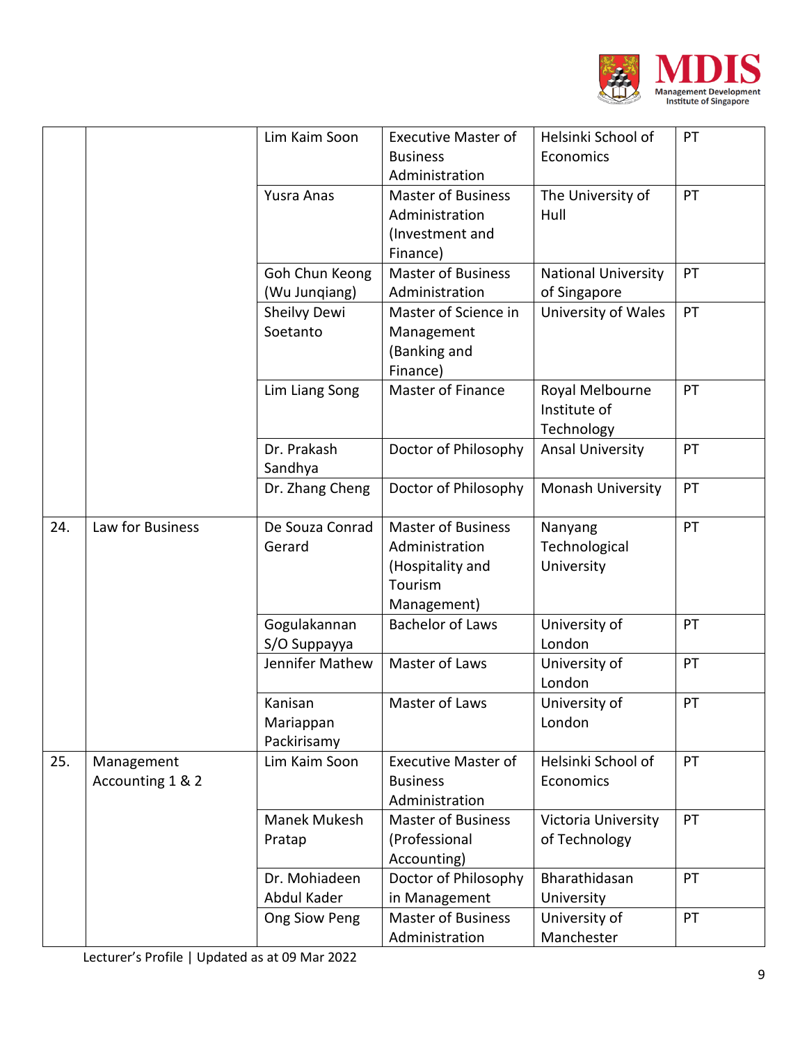| | | Lim Kaim Soon | Executive Master of Business Administration | Helsinki School of Economics | PT |
|---|---|---|---|---|---|
| | | Yusra Anas | Master of Business Administration (Investment and Finance) | The University of Hull | PT |
| | | Goh Chun Keong (Wu Junqiang) | Master of Business Administration | National University of Singapore | PT |
| | | Sheilvy Dewi Soetanto | Master of Science in Management (Banking and Finance) | University of Wales | PT |
| | | Lim Liang Song | Master of Finance | Royal Melbourne Institute of Technology | PT |
| | | Dr. Prakash Sandhya | Doctor of Philosophy | Ansal University | PT |
| | | Dr. Zhang Cheng | Doctor of Philosophy | Monash University | PT |
| 24. | Law for Business | De Souza Conrad Gerard | Master of Business Administration (Hospitality and Tourism Management) | Nanyang Technological University | PT |
| | | Gogulakannan S/O Suppayya | Bachelor of Laws | University of London | PT |
| | | Jennifer Mathew | Master of Laws | University of London | PT |
| | | Kanisan Mariappan Packirisamy | Master of Laws | University of London | PT |
| 25. | Management Accounting 1 & 2 | Lim Kaim Soon | Executive Master of Business Administration | Helsinki School of Economics | PT |
| | | Manek Mukesh Pratap | Master of Business (Professional Accounting) | Victoria University of Technology | PT |
| | | Dr. Mohiadeen Abdul Kader | Doctor of Philosophy in Management | Bharathidasan University | PT |
| | | Ong Siow Peng | Master of Business Administration | University of Manchester | PT |

Lecturer's Profile | Updated as at 09 Mar 2022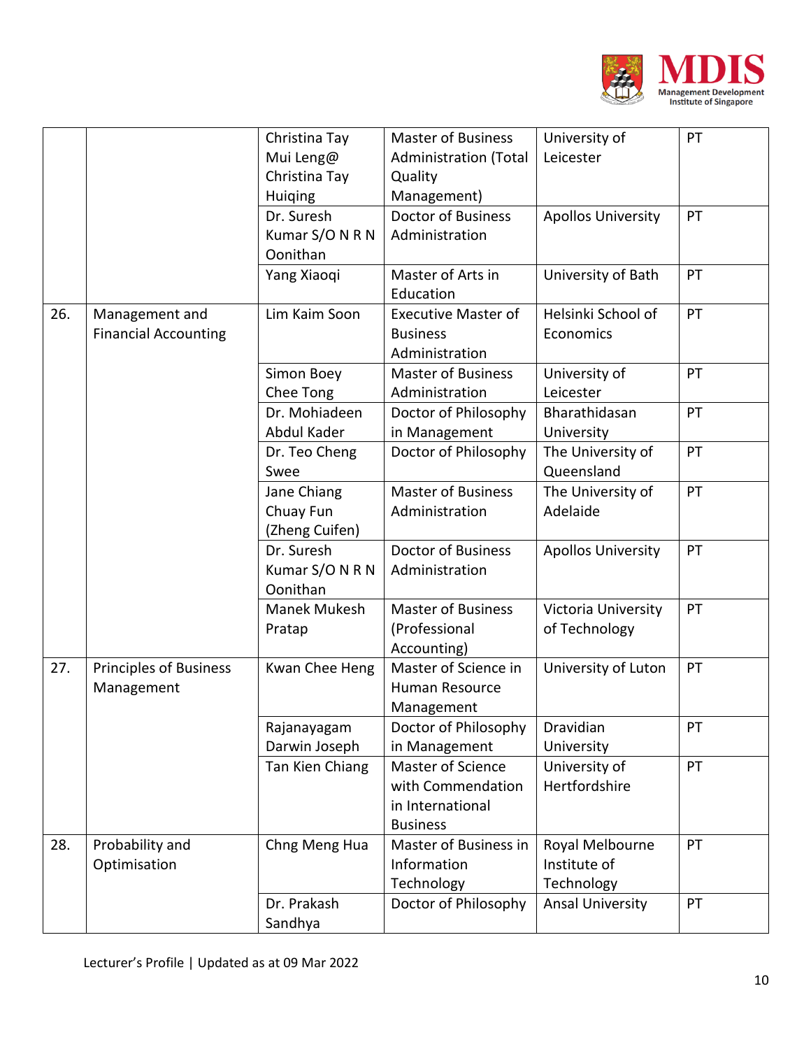| | | | | | |
|---|---|---|---|---|---|
| | | Christina Tay Mui Leng@ Christina Tay Huiqing | Master of Business Administration (Total Quality Management) | University of Leicester | PT |
| | | Dr. Suresh Kumar S/O N R N Oonithan | Doctor of Business Administration | Apollos University | PT |
| | | Yang Xiaoqi | Master of Arts in Education | University of Bath | PT |
| 26. | Management and Financial Accounting | Lim Kaim Soon | Executive Master of Business Administration | Helsinki School of Economics | PT |
| | | Simon Boey Chee Tong | Master of Business Administration | University of Leicester | PT |
| | | Dr. Mohiadeen Abdul Kader | Doctor of Philosophy in Management | Bharathidasan University | PT |
| | | Dr. Teo Cheng Swee | Doctor of Philosophy | The University of Queensland | PT |
| | | Jane Chiang Chuay Fun (Zheng Cuifen) | Master of Business Administration | The University of Adelaide | PT |
| | | Dr. Suresh Kumar S/O N R N Oonithan | Doctor of Business Administration | Apollos University | PT |
| | | Manek Mukesh Pratap | Master of Business (Professional Accounting) | Victoria University of Technology | PT |
| 27. | Principles of Business Management | Kwan Chee Heng | Master of Science in Human Resource Management | University of Luton | PT |
| | | Rajanayagam Darwin Joseph | Doctor of Philosophy in Management | Dravidian University | PT |
| | | Tan Kien Chiang | Master of Science with Commendation in International Business | University of Hertfordshire | PT |
| 28. | Probability and Optimisation | Chng Meng Hua | Master of Business in Information Technology | Royal Melbourne Institute of Technology | PT |
| | | Dr. Prakash Sandhya | Doctor of Philosophy | Ansal University | PT |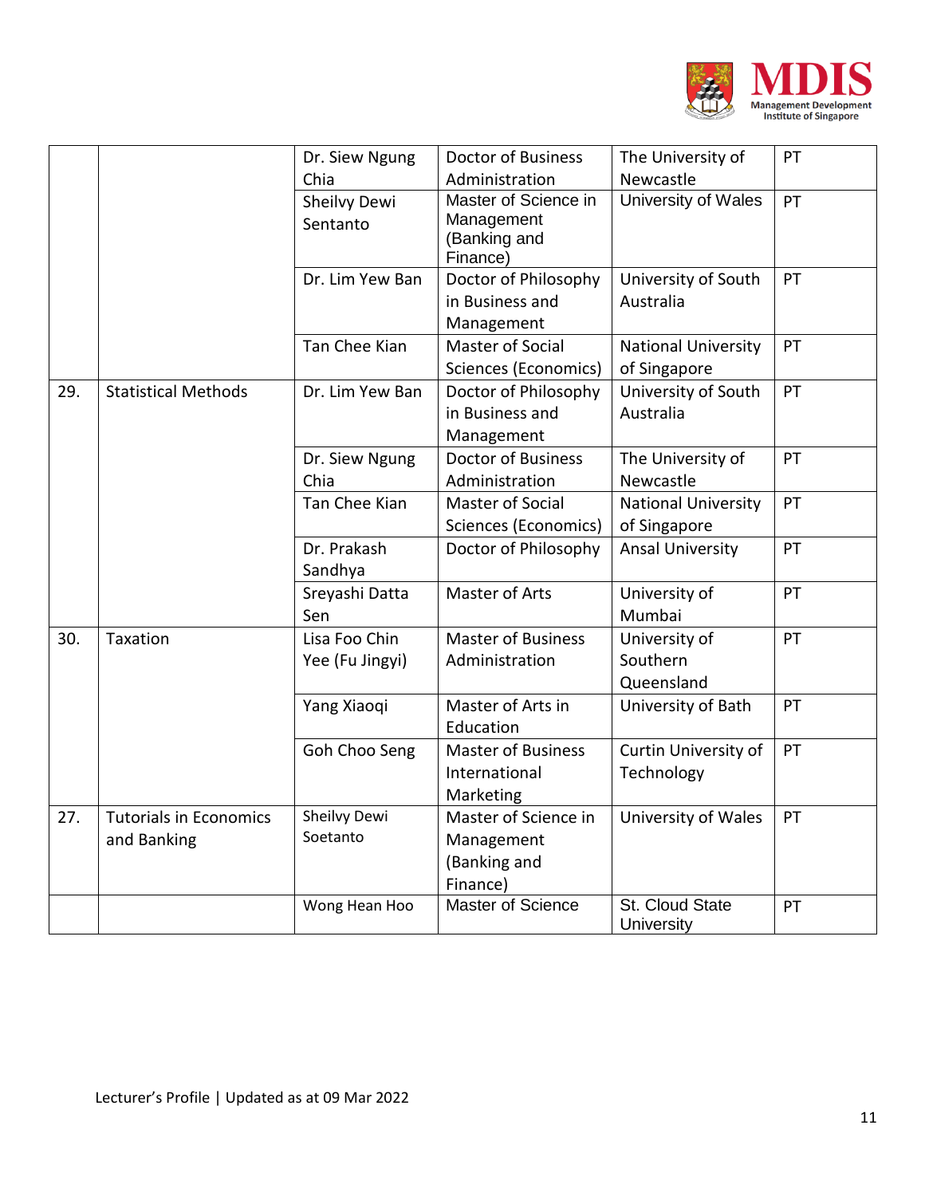| | | | | | |
|---|---|---|---|---|---|
| | | Dr. Siew Ngung Chia | Doctor of Business Administration | The University of Newcastle | PT |
| | | Sheilvy Dewi Sentanto | Master of Science in Management (Banking and Finance) | University of Wales | PT |
| | | Dr. Lim Yew Ban | Doctor of Philosophy in Business and Management | University of South Australia | PT |
| | | Tan Chee Kian | Master of Social Sciences (Economics) | National University of Singapore | PT |
| 29. | Statistical Methods | Dr. Lim Yew Ban | Doctor of Philosophy in Business and Management | University of South Australia | PT |
| | | Dr. Siew Ngung Chia | Doctor of Business Administration | The University of Newcastle | PT |
| | | Tan Chee Kian | Master of Social Sciences (Economics) | National University of Singapore | PT |
| | | Dr. Prakash Sandhya | Doctor of Philosophy | Ansal University | PT |
| | | Sreyashi Datta Sen | Master of Arts | University of Mumbai | PT |
| 30. | Taxation | Lisa Foo Chin Yee (Fu Jingyi) | Master of Business Administration | University of Southern Queensland | PT |
| | | Yang Xiaoqi | Master of Arts in Education | University of Bath | PT |
| | | Goh Choo Seng | Master of Business International Marketing | Curtin University of Technology | PT |
| 27. | Tutorials in Economics and Banking | Sheilvy Dewi Soetanto | Master of Science in Management (Banking and Finance) | University of Wales | PT |
| | | Wong Hean Hoo | Master of Science | St. Cloud State University | PT |

Lecturer's Profile | Updated as at 09 Mar 2022